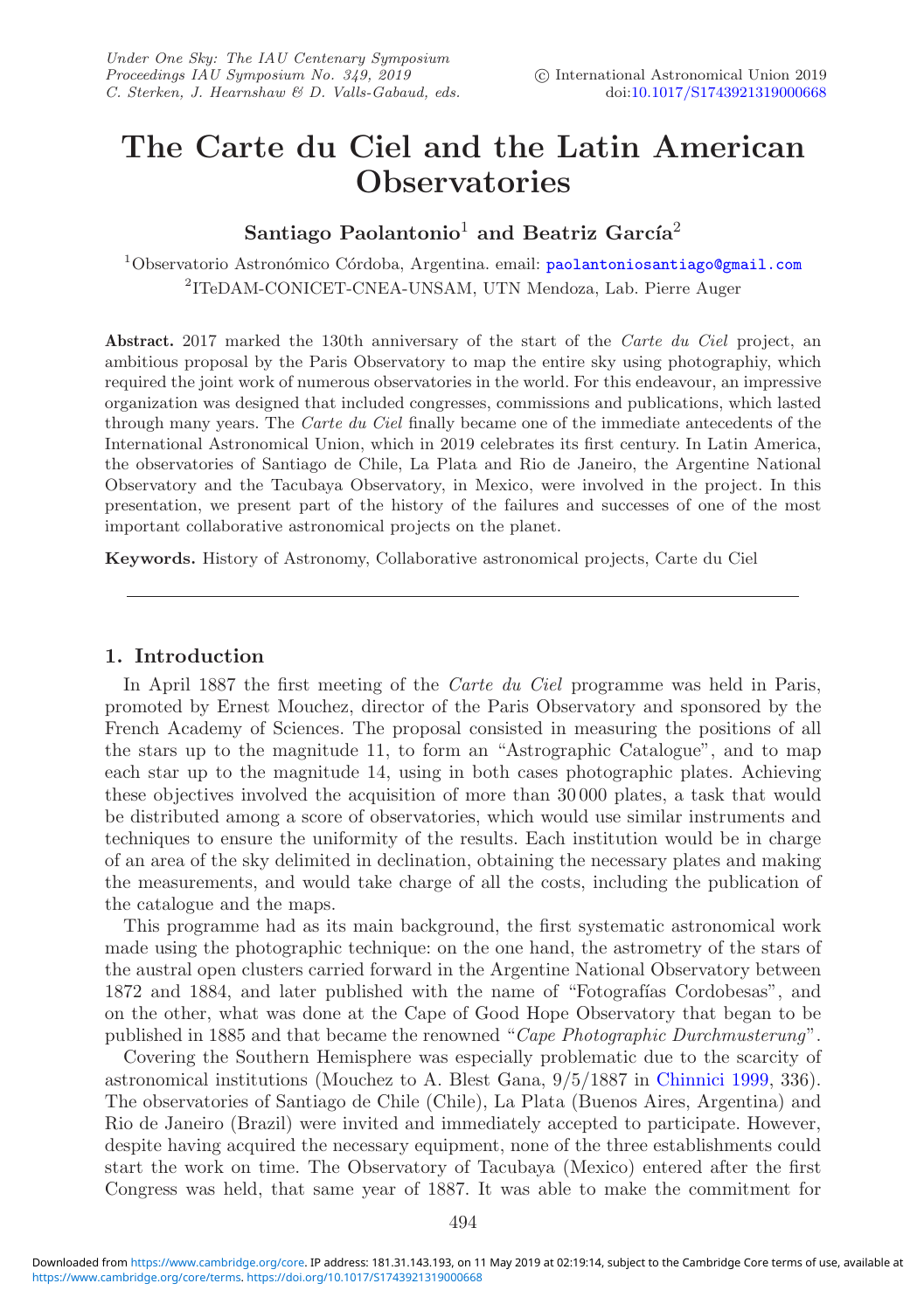# The Carte du Ciel and the Latin American Observatories

**Santiago Paolantonio[1] and Beatriz García[2]**

[1]Observatorio Astronómico Córdoba, Argentina. email: paolantoniosantiago@gmail.com
[2]ITeDAM-CONICET-CNEA-UNSAM, UTN Mendoza, Lab. Pierre Auger

**Abstract.** 2017 marked the 130th anniversary of the start of the *Carte du Ciel* project, an ambitious proposal by the Paris Observatory to map the entire sky using photographiy, which required the joint work of numerous observatories in the world. For this endeavour, an impressive organization was designed that included congresses, commissions and publications, which lasted through many years. The *Carte du Ciel* finally became one of the immediate antecedents of the International Astronomical Union, which in 2019 celebrates its first century. In Latin America, the observatories of Santiago de Chile, La Plata and Rio de Janeiro, the Argentine National Observatory and the Tacubaya Observatory, in Mexico, were involved in the project. In this presentation, we present part of the history of the failures and successes of one of the most important collaborative astronomical projects on the planet.

**Keywords.** History of Astronomy, Collaborative astronomical projects, Carte du Ciel

## 1. Introduction

In April 1887 the first meeting of the *Carte du Ciel* programme was held in Paris, promoted by Ernest Mouchez, director of the Paris Observatory and sponsored by the French Academy of Sciences. The proposal consisted in measuring the positions of all the stars up to the magnitude 11, to form an "Astrographic Catalogue", and to map each star up to the magnitude 14, using in both cases photographic plates. Achieving these objectives involved the acquisition of more than 30 000 plates, a task that would be distributed among a score of observatories, which would use similar instruments and techniques to ensure the uniformity of the results. Each institution would be in charge of an area of the sky delimited in declination, obtaining the necessary plates and making the measurements, and would take charge of all the costs, including the publication of the catalogue and the maps.

This programme had as its main background, the first systematic astronomical work made using the photographic technique: on the one hand, the astrometry of the stars of the austral open clusters carried forward in the Argentine National Observatory between 1872 and 1884, and later published with the name of "Fotografías Cordobesas", and on the other, what was done at the Cape of Good Hope Observatory that began to be published in 1885 and that became the renowned "*Cape Photographic Durchmusterung*".

Covering the Southern Hemisphere was especially problematic due to the scarcity of astronomical institutions (Mouchez to A. Blest Gana, 9/5/1887 in Chinnici 1999, 336). The observatories of Santiago de Chile (Chile), La Plata (Buenos Aires, Argentina) and Rio de Janeiro (Brazil) were invited and immediately accepted to participate. However, despite having acquired the necessary equipment, none of the three establishments could start the work on time. The Observatory of Tacubaya (Mexico) entered after the first Congress was held, that same year of 1887. It was able to make the commitment for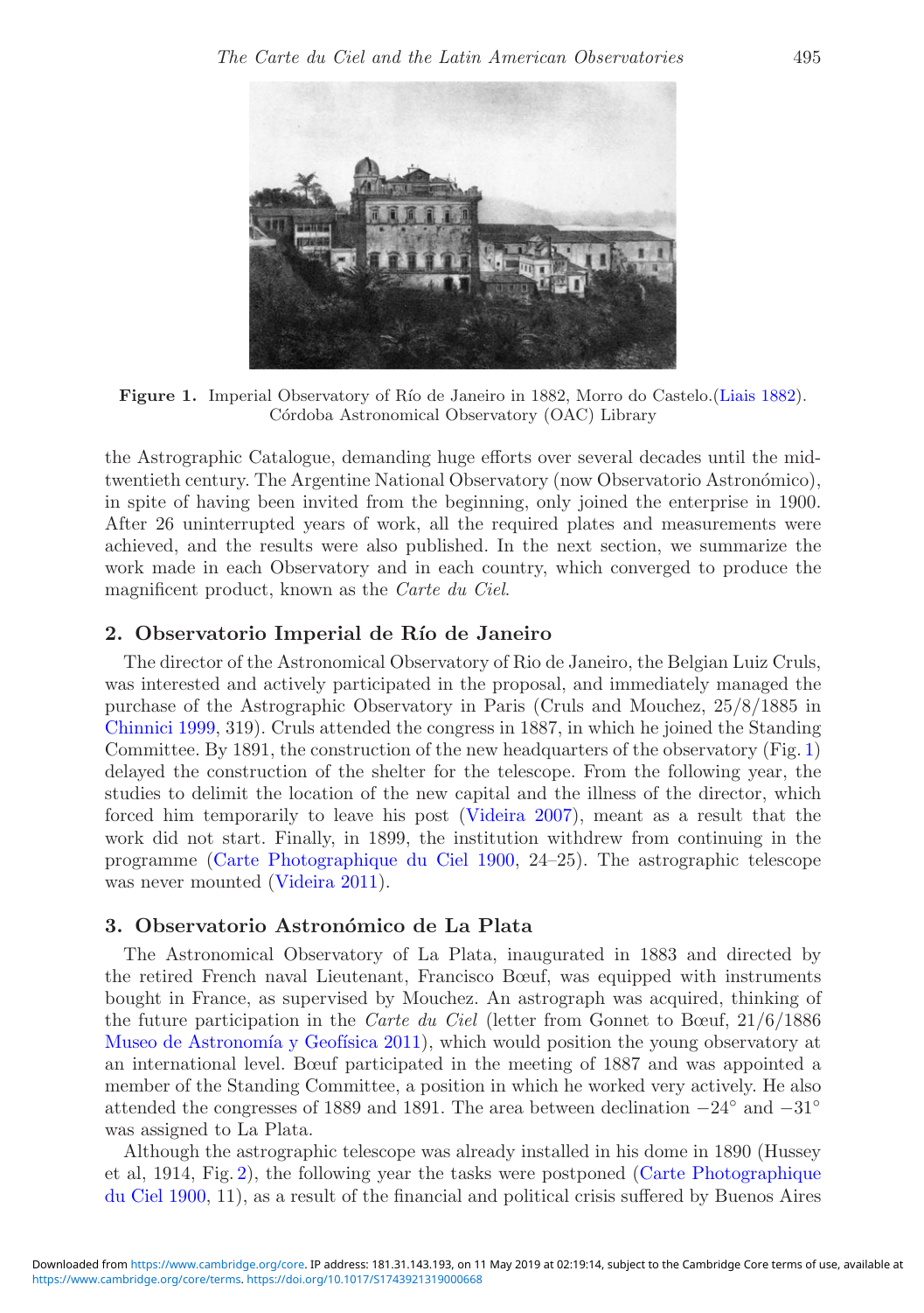**Figure 1.** Imperial Observatory of Río de Janeiro in 1882, Morro do Castelo.(Liais 1882). Córdoba Astronomical Observatory (OAC) Library

the Astrographic Catalogue, demanding huge efforts over several decades until the mid-twentieth century. The Argentine National Observatory (now Observatorio Astronómico), in spite of having been invited from the beginning, only joined the enterprise in 1900. After 26 uninterrupted years of work, all the required plates and measurements were achieved, and the results were also published. In the next section, we summarize the work made in each Observatory and in each country, which converged to produce the magnificent product, known as the *Carte du Ciel*.

## 2. Observatorio Imperial de Río de Janeiro

The director of the Astronomical Observatory of Rio de Janeiro, the Belgian Luiz Cruls, was interested and actively participated in the proposal, and immediately managed the purchase of the Astrographic Observatory in Paris (Cruls and Mouchez, 25/8/1885 in Chinnici 1999, 319). Cruls attended the congress in 1887, in which he joined the Standing Committee. By 1891, the construction of the new headquarters of the observatory (Fig. 1) delayed the construction of the shelter for the telescope. From the following year, the studies to delimit the location of the new capital and the illness of the director, which forced him temporarily to leave his post (Videira 2007), meant as a result that the work did not start. Finally, in 1899, the institution withdrew from continuing in the programme (Carte Photographique du Ciel 1900, 24–25). The astrographic telescope was never mounted (Videira 2011).

## 3. Observatorio Astronómico de La Plata

The Astronomical Observatory of La Plata, inaugurated in 1883 and directed by the retired French naval Lieutenant, Francisco Bœuf, was equipped with instruments bought in France, as supervised by Mouchez. An astrograph was acquired, thinking of the future participation in the *Carte du Ciel* (letter from Gonnet to Bœuf, 21/6/1886 Museo de Astronomía y Geofísica 2011), which would position the young observatory at an international level. Bœuf participated in the meeting of 1887 and was appointed a member of the Standing Committee, a position in which he worked very actively. He also attended the congresses of 1889 and 1891. The area between declination $-24°$ and $-31°$ was assigned to La Plata.

Although the astrographic telescope was already installed in his dome in 1890 (Hussey et al, 1914, Fig. 2), the following year the tasks were postponed (Carte Photographique du Ciel 1900, 11), as a result of the financial and political crisis suffered by Buenos Aires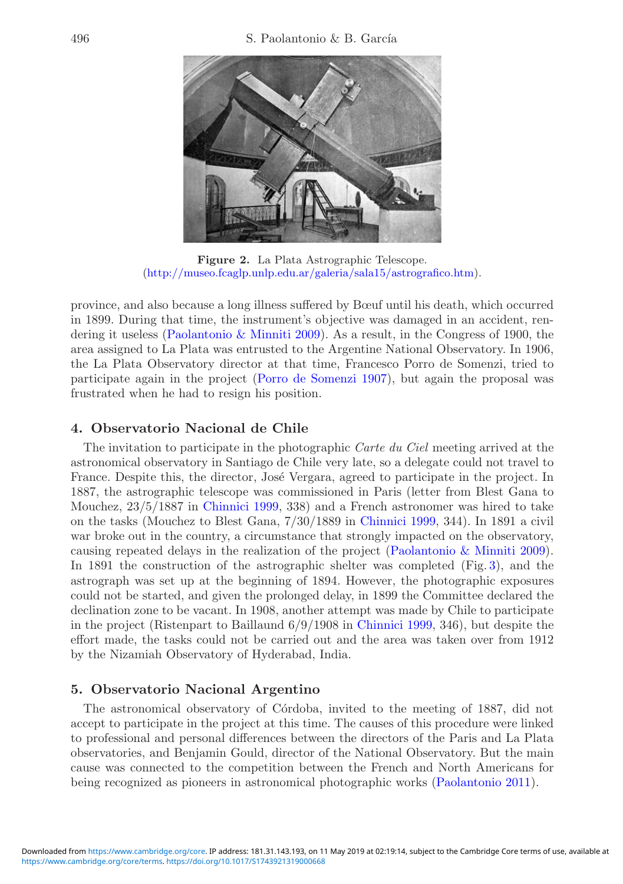**Figure 2.** La Plata Astrographic Telescope. (http://museo.fcaglp.unlp.edu.ar/galeria/sala15/astrografico.htm).

province, and also because a long illness suffered by Bœuf until his death, which occurred in 1899. During that time, the instrument's objective was damaged in an accident, rendering it useless (Paolantonio & Minniti 2009). As a result, in the Congress of 1900, the area assigned to La Plata was entrusted to the Argentine National Observatory. In 1906, the La Plata Observatory director at that time, Francesco Porro de Somenzi, tried to participate again in the project (Porro de Somenzi 1907), but again the proposal was frustrated when he had to resign his position.

## 4. Observatorio Nacional de Chile

The invitation to participate in the photographic *Carte du Ciel* meeting arrived at the astronomical observatory in Santiago de Chile very late, so a delegate could not travel to France. Despite this, the director, José Vergara, agreed to participate in the project. In 1887, the astrographic telescope was commissioned in Paris (letter from Blest Gana to Mouchez, 23/5/1887 in Chinnici 1999, 338) and a French astronomer was hired to take on the tasks (Mouchez to Blest Gana, 7/30/1889 in Chinnici 1999, 344). In 1891 a civil war broke out in the country, a circumstance that strongly impacted on the observatory, causing repeated delays in the realization of the project (Paolantonio & Minniti 2009). In 1891 the construction of the astrographic shelter was completed (Fig. 3), and the astrograph was set up at the beginning of 1894. However, the photographic exposures could not be started, and given the prolonged delay, in 1899 the Committee declared the declination zone to be vacant. In 1908, another attempt was made by Chile to participate in the project (Ristenpart to Baillaund 6/9/1908 in Chinnici 1999, 346), but despite the effort made, the tasks could not be carried out and the area was taken over from 1912 by the Nizamiah Observatory of Hyderabad, India.

## 5. Observatorio Nacional Argentino

The astronomical observatory of Córdoba, invited to the meeting of 1887, did not accept to participate in the project at this time. The causes of this procedure were linked to professional and personal differences between the directors of the Paris and La Plata observatories, and Benjamin Gould, director of the National Observatory. But the main cause was connected to the competition between the French and North Americans for being recognized as pioneers in astronomical photographic works (Paolantonio 2011).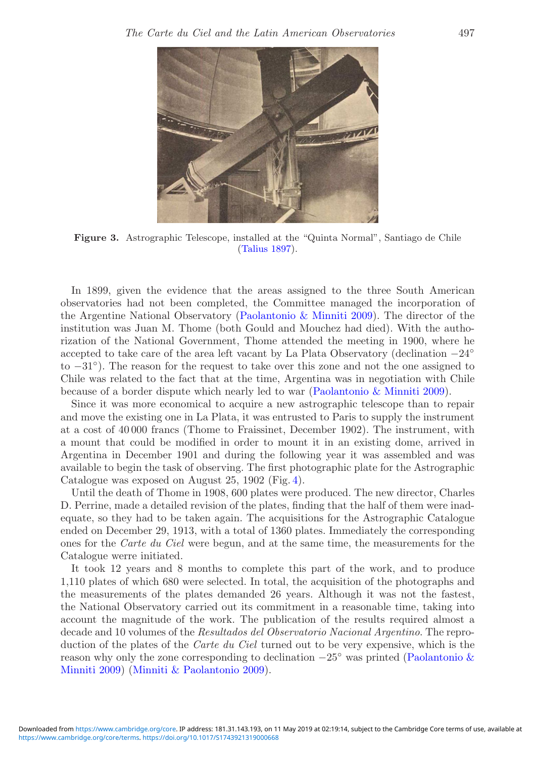**Figure 3.** Astrographic Telescope, installed at the "Quinta Normal", Santiago de Chile (Talius 1897).

In 1899, given the evidence that the areas assigned to the three South American observatories had not been completed, the Committee managed the incorporation of the Argentine National Observatory (Paolantonio & Minniti 2009). The director of the institution was Juan M. Thome (both Gould and Mouchez had died). With the authorization of the National Government, Thome attended the meeting in 1900, where he accepted to take care of the area left vacant by La Plata Observatory (declination $-24°$ to $-31°$). The reason for the request to take over this zone and not the one assigned to Chile was related to the fact that at the time, Argentina was in negotiation with Chile because of a border dispute which nearly led to war (Paolantonio & Minniti 2009).

Since it was more economical to acquire a new astrographic telescope than to repair and move the existing one in La Plata, it was entrusted to Paris to supply the instrument at a cost of 40 000 francs (Thome to Fraissinet, December 1902). The instrument, with a mount that could be modified in order to mount it in an existing dome, arrived in Argentina in December 1901 and during the following year it was assembled and was available to begin the task of observing. The first photographic plate for the Astrographic Catalogue was exposed on August 25, 1902 (Fig. 4).

Until the death of Thome in 1908, 600 plates were produced. The new director, Charles D. Perrine, made a detailed revision of the plates, finding that the half of them were inadequate, so they had to be taken again. The acquisitions for the Astrographic Catalogue ended on December 29, 1913, with a total of 1360 plates. Immediately the corresponding ones for the *Carte du Ciel* were begun, and at the same time, the measurements for the Catalogue werre initiated.

It took 12 years and 8 months to complete this part of the work, and to produce 1,110 plates of which 680 were selected. In total, the acquisition of the photographs and the measurements of the plates demanded 26 years. Although it was not the fastest, the National Observatory carried out its commitment in a reasonable time, taking into account the magnitude of the work. The publication of the results required almost a decade and 10 volumes of the *Resultados del Observatorio Nacional Argentino*. The reproduction of the plates of the *Carte du Ciel* turned out to be very expensive, which is the reason why only the zone corresponding to declination $-25°$ was printed (Paolantonio & Minniti 2009) (Minniti & Paolantonio 2009).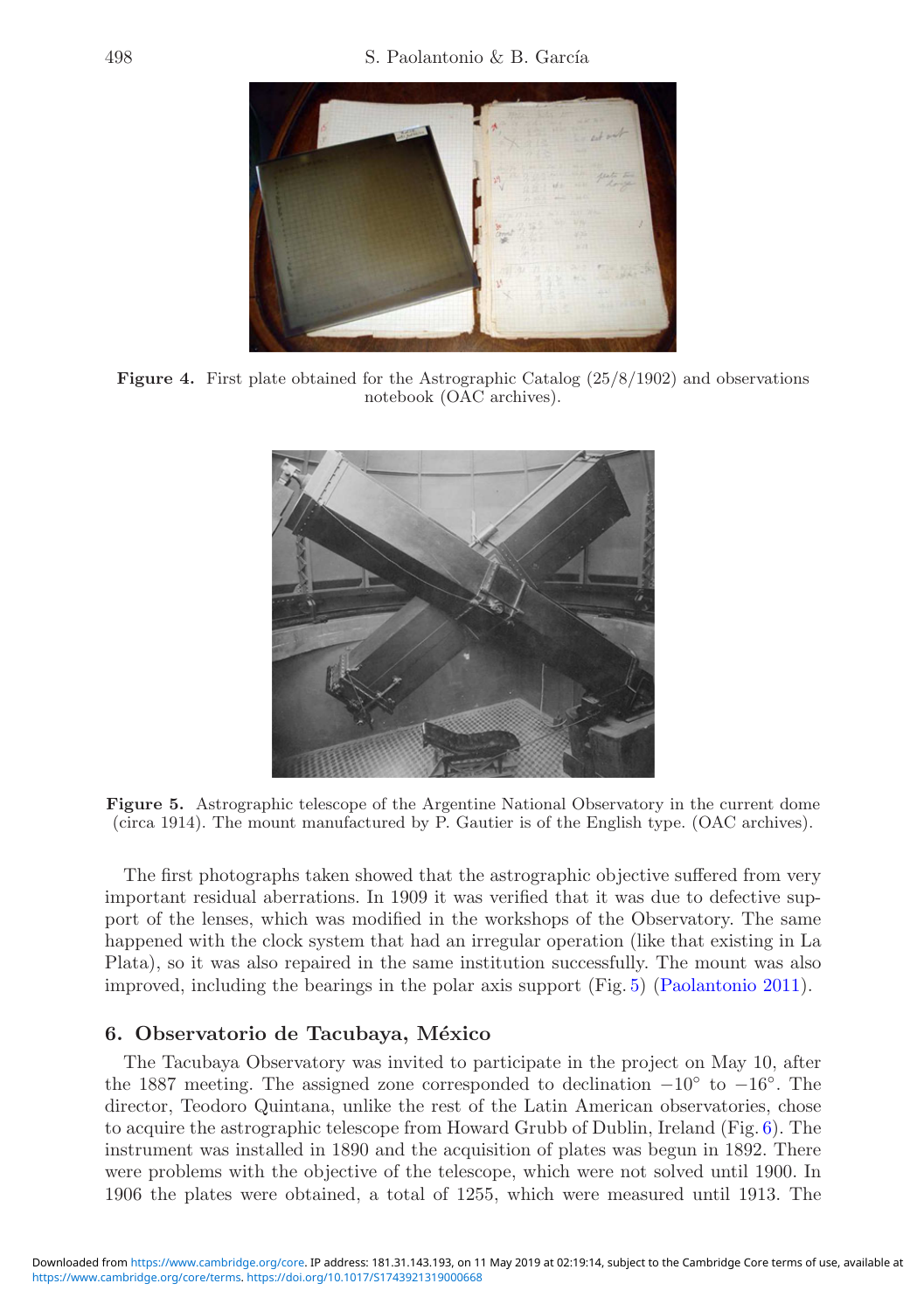Figure 4. First plate obtained for the Astrographic Catalog (25/8/1902) and observations notebook (OAC archives).

Figure 5. Astrographic telescope of the Argentine National Observatory in the current dome (circa 1914). The mount manufactured by P. Gautier is of the English type. (OAC archives).

The first photographs taken showed that the astrographic objective suffered from very important residual aberrations. In 1909 it was verified that it was due to defective support of the lenses, which was modified in the workshops of the Observatory. The same happened with the clock system that had an irregular operation (like that existing in La Plata), so it was also repaired in the same institution successfully. The mount was also improved, including the bearings in the polar axis support (Fig. 5) (Paolantonio 2011).

## 6. Observatorio de Tacubaya, México

The Tacubaya Observatory was invited to participate in the project on May 10, after the 1887 meeting. The assigned zone corresponded to declination $-10^{\circ}$ to $-16^{\circ}$. The director, Teodoro Quintana, unlike the rest of the Latin American observatories, chose to acquire the astrographic telescope from Howard Grubb of Dublin, Ireland (Fig. 6). The instrument was installed in 1890 and the acquisition of plates was begun in 1892. There were problems with the objective of the telescope, which were not solved until 1900. In 1906 the plates were obtained, a total of 1255, which were measured until 1913. The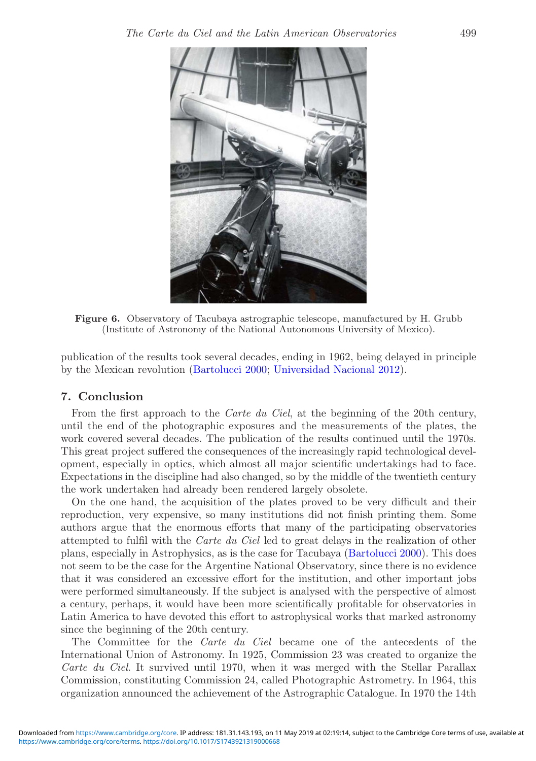**Figure 6.** Observatory of Tacubaya astrographic telescope, manufactured by H. Grubb (Institute of Astronomy of the National Autonomous University of Mexico).

publication of the results took several decades, ending in 1962, being delayed in principle by the Mexican revolution (Bartolucci 2000; Universidad Nacional 2012).

## 7. Conclusion

From the first approach to the *Carte du Ciel*, at the beginning of the 20th century, until the end of the photographic exposures and the measurements of the plates, the work covered several decades. The publication of the results continued until the 1970s. This great project suffered the consequences of the increasingly rapid technological development, especially in optics, which almost all major scientific undertakings had to face. Expectations in the discipline had also changed, so by the middle of the twentieth century the work undertaken had already been rendered largely obsolete.

On the one hand, the acquisition of the plates proved to be very difficult and their reproduction, very expensive, so many institutions did not finish printing them. Some authors argue that the enormous efforts that many of the participating observatories attempted to fulfil with the *Carte du Ciel* led to great delays in the realization of other plans, especially in Astrophysics, as is the case for Tacubaya (Bartolucci 2000). This does not seem to be the case for the Argentine National Observatory, since there is no evidence that it was considered an excessive effort for the institution, and other important jobs were performed simultaneously. If the subject is analysed with the perspective of almost a century, perhaps, it would have been more scientifically profitable for observatories in Latin America to have devoted this effort to astrophysical works that marked astronomy since the beginning of the 20th century.

The Committee for the *Carte du Ciel* became one of the antecedents of the International Union of Astronomy. In 1925, Commission 23 was created to organize the *Carte du Ciel*. It survived until 1970, when it was merged with the Stellar Parallax Commission, constituting Commission 24, called Photographic Astrometry. In 1964, this organization announced the achievement of the Astrographic Catalogue. In 1970 the 14th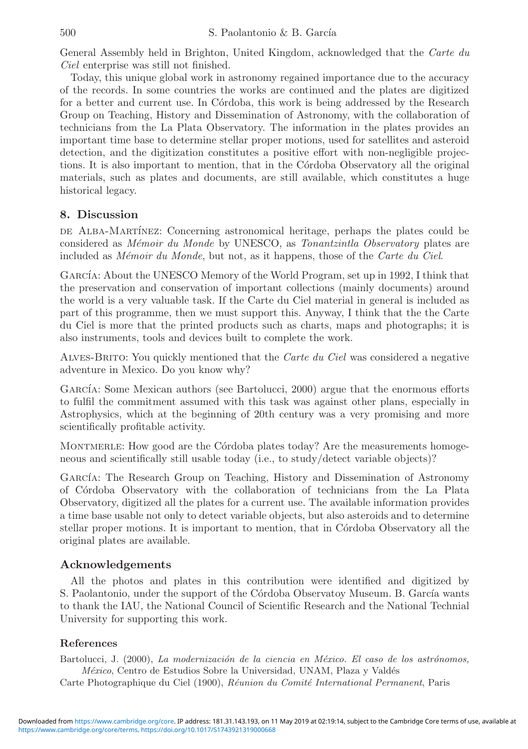General Assembly held in Brighton, United Kingdom, acknowledged that the *Carte du Ciel* enterprise was still not finished.

Today, this unique global work in astronomy regained importance due to the accuracy of the records. In some countries the works are continued and the plates are digitized for a better and current use. In Córdoba, this work is being addressed by the Research Group on Teaching, History and Dissemination of Astronomy, with the collaboration of technicians from the La Plata Observatory. The information in the plates provides an important time base to determine stellar proper motions, used for satellites and asteroid detection, and the digitization constitutes a positive effort with non-negligible projections. It is also important to mention, that in the Córdoba Observatory all the original materials, such as plates and documents, are still available, which constitutes a huge historical legacy.

## 8. Discussion

DE ALBA-MARTÍNEZ: Concerning astronomical heritage, perhaps the plates could be considered as *Mémoir du Monde* by UNESCO, as *Tonantzintla Observatory* plates are included as *Mémoir du Monde*, but not, as it happens, those of the *Carte du Ciel*.

GARCÍA: About the UNESCO Memory of the World Program, set up in 1992, I think that the preservation and conservation of important collections (mainly documents) around the world is a very valuable task. If the Carte du Ciel material in general is included as part of this programme, then we must support this. Anyway, I think that the the Carte du Ciel is more that the printed products such as charts, maps and photographs; it is also instruments, tools and devices built to complete the work.

ALVES-BRITO: You quickly mentioned that the *Carte du Ciel* was considered a negative adventure in Mexico. Do you know why?

GARCÍA: Some Mexican authors (see Bartolucci, 2000) argue that the enormous efforts to fulfil the commitment assumed with this task was against other plans, especially in Astrophysics, which at the beginning of 20th century was a very promising and more scientifically profitable activity.

MONTMERLE: How good are the Córdoba plates today? Are the measurements homogeneous and scientifically still usable today (i.e., to study/detect variable objects)?

GARCÍA: The Research Group on Teaching, History and Dissemination of Astronomy of Córdoba Observatory with the collaboration of technicians from the La Plata Observatory, digitized all the plates for a current use. The available information provides a time base usable not only to detect variable objects, but also asteroids and to determine stellar proper motions. It is important to mention, that in Córdoba Observatory all the original plates are available.

## Acknowledgements

All the photos and plates in this contribution were identified and digitized by S. Paolantonio, under the support of the Córdoba Observatoy Museum. B. García wants to thank the IAU, the National Council of Scientific Research and the National Technial University for supporting this work.

## References

Bartolucci, J. (2000), *La modernización de la ciencia en México. El caso de los astrónomos, México*, Centro de Estudios Sobre la Universidad, UNAM, Plaza y Valdés

Carte Photographique du Ciel (1900), *Réunion du Comité International Permanent*, Paris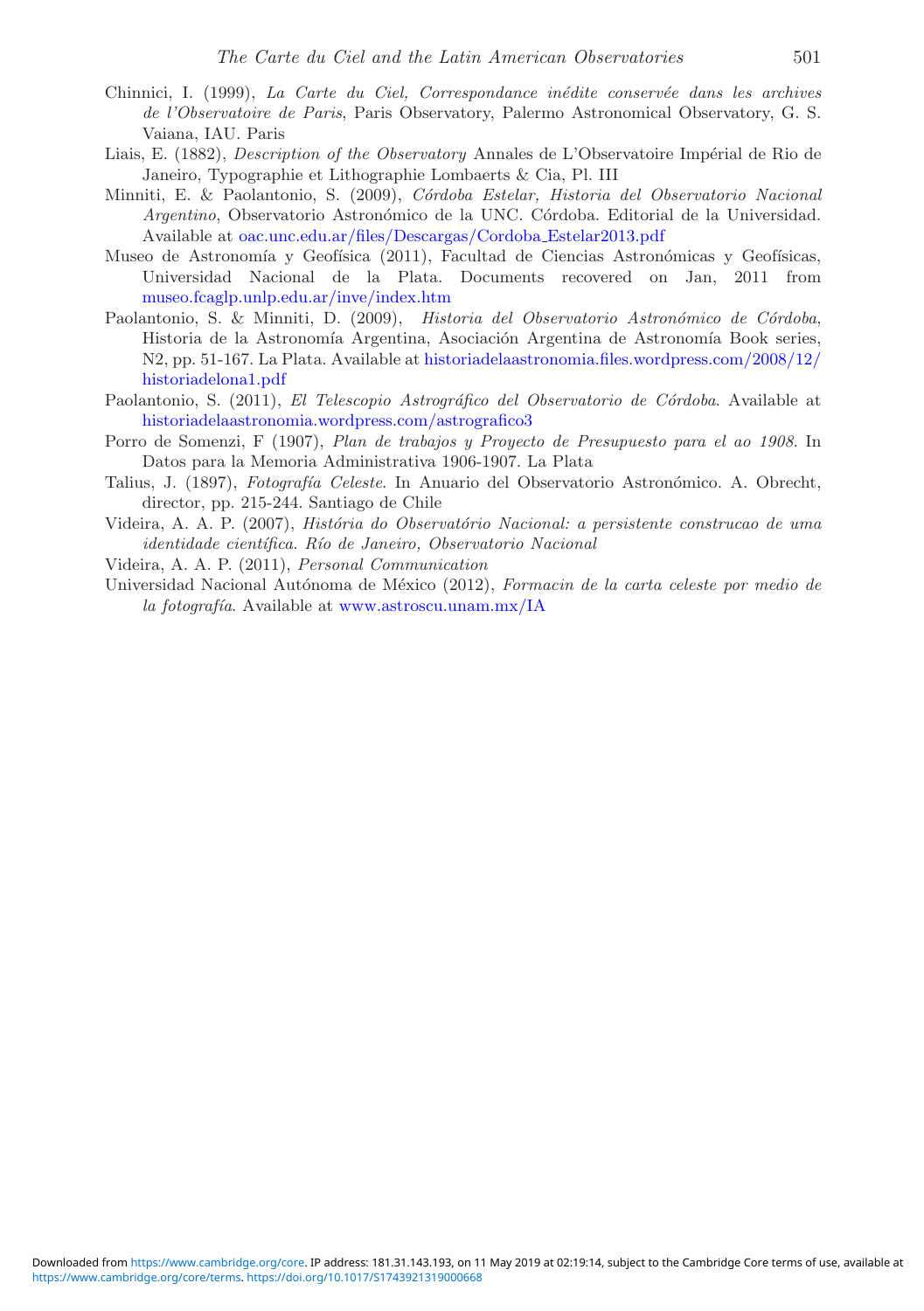Chinnici, I. (1999), *La Carte du Ciel, Correspondance inédite conservée dans les archives de l'Observatoire de Paris*, Paris Observatory, Palermo Astronomical Observatory, G. S. Vaiana, IAU. Paris

Liais, E. (1882), *Description of the Observatory* Annales de L'Observatoire Impérial de Rio de Janeiro, Typographie et Lithographie Lombaerts & Cia, Pl. III

Minniti, E. & Paolantonio, S. (2009), *Córdoba Estelar, Historia del Observatorio Nacional Argentino*, Observatorio Astronómico de la UNC. Córdoba. Editorial de la Universidad. Available at oac.unc.edu.ar/files/Descargas/Cordoba_Estelar2013.pdf

Museo de Astronomía y Geofísica (2011), Facultad de Ciencias Astronómicas y Geofísicas, Universidad Nacional de la Plata. Documents recovered on Jan, 2011 from museo.fcaglp.unlp.edu.ar/inve/index.htm

Paolantonio, S. & Minniti, D. (2009), *Historia del Observatorio Astronómico de Córdoba*, Historia de la Astronomía Argentina, Asociación Argentina de Astronomía Book series, N2, pp. 51-167. La Plata. Available at historiadelaastronomia.files.wordpress.com/2008/12/historiadelona1.pdf

Paolantonio, S. (2011), *El Telescopio Astrográfico del Observatorio de Córdoba*. Available at historiadelaastronomia.wordpress.com/astrografico3

Porro de Somenzi, F (1907), *Plan de trabajos y Proyecto de Presupuesto para el ao 1908*. In Datos para la Memoria Administrativa 1906-1907. La Plata

Talius, J. (1897), *Fotografía Celeste*. In Anuario del Observatorio Astronómico. A. Obrecht, director, pp. 215-244. Santiago de Chile

Videira, A. A. P. (2007), *História do Observatório Nacional: a persistente construcao de uma identidade científica. Río de Janeiro, Observatorio Nacional*

Videira, A. A. P. (2011), *Personal Communication*

Universidad Nacional Autónoma de México (2012), *Formacin de la carta celeste por medio de la fotografía*. Available at www.astroscu.unam.mx/IA